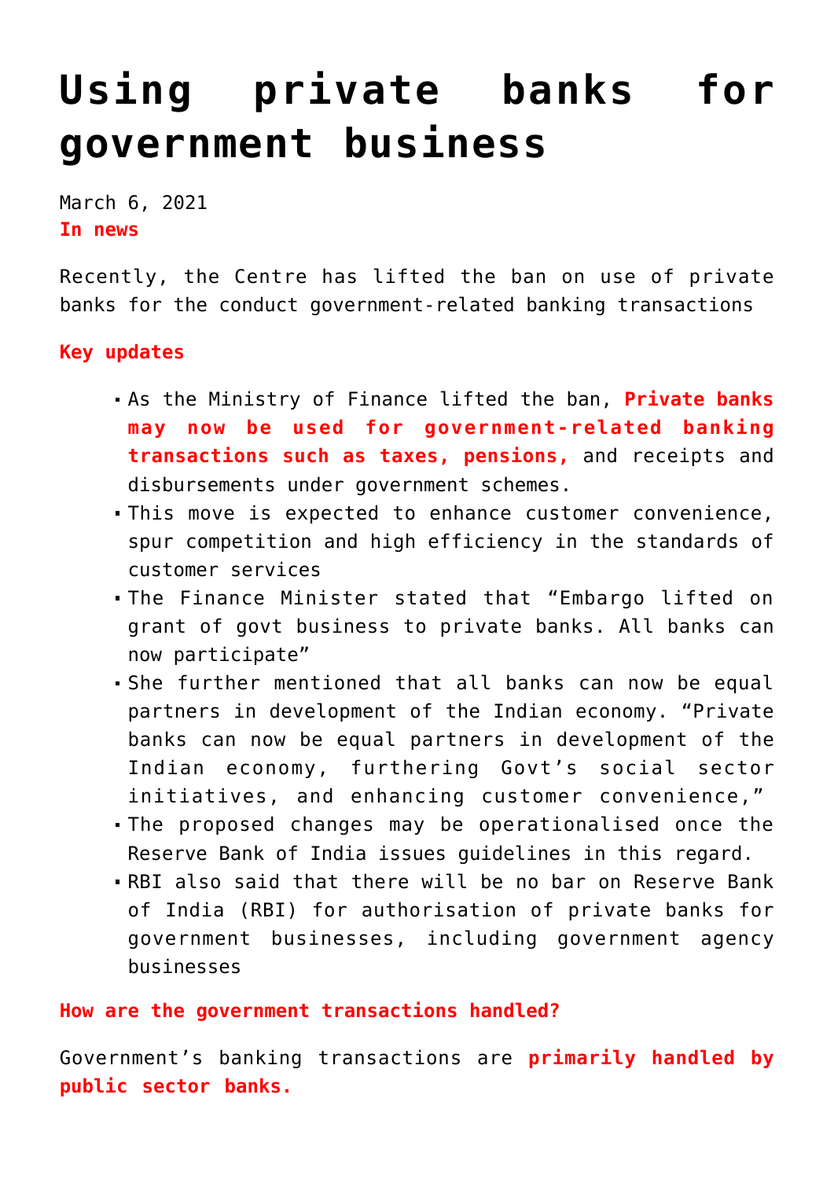# Using private banks for government business

March 6, 2021

**In news**

Recently, the Centre has lifted the ban on use of private banks for the conduct government-related banking transactions

**Key updates**

- As the Ministry of Finance lifted the ban, **Private banks may now be used for government-related banking transactions such as taxes, pensions,** and receipts and disbursements under government schemes.
- This move is expected to enhance customer convenience, spur competition and high efficiency in the standards of customer services
- The Finance Minister stated that "Embargo lifted on grant of govt business to private banks. All banks can now participate"
- She further mentioned that all banks can now be equal partners in development of the Indian economy. "Private banks can now be equal partners in development of the Indian economy, furthering Govt's social sector initiatives, and enhancing customer convenience,"
- The proposed changes may be operationalised once the Reserve Bank of India issues guidelines in this regard.
- RBI also said that there will be no bar on Reserve Bank of India (RBI) for authorisation of private banks for government businesses, including government agency businesses

**How are the government transactions handled?**

Government's banking transactions are **primarily handled by public sector banks.**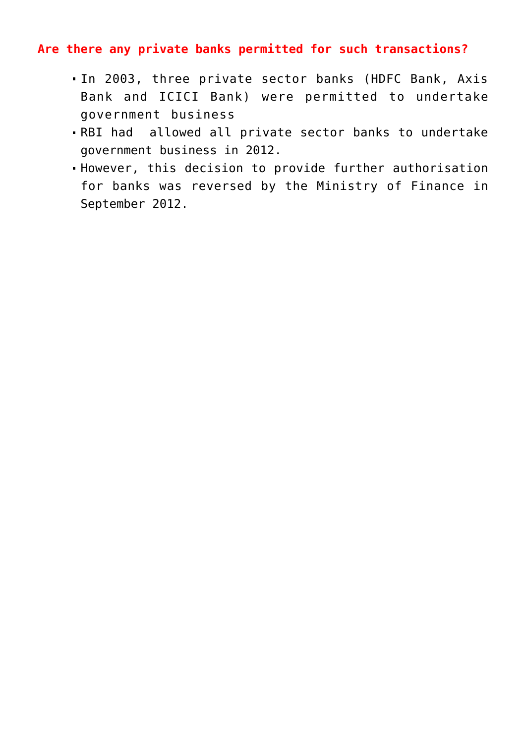**Are there any private banks permitted for such transactions?**

- In 2003, three private sector banks (HDFC Bank, Axis Bank and ICICI Bank) were permitted to undertake government business
- RBI had allowed all private sector banks to undertake government business in 2012.
- However, this decision to provide further authorisation for banks was reversed by the Ministry of Finance in September 2012.